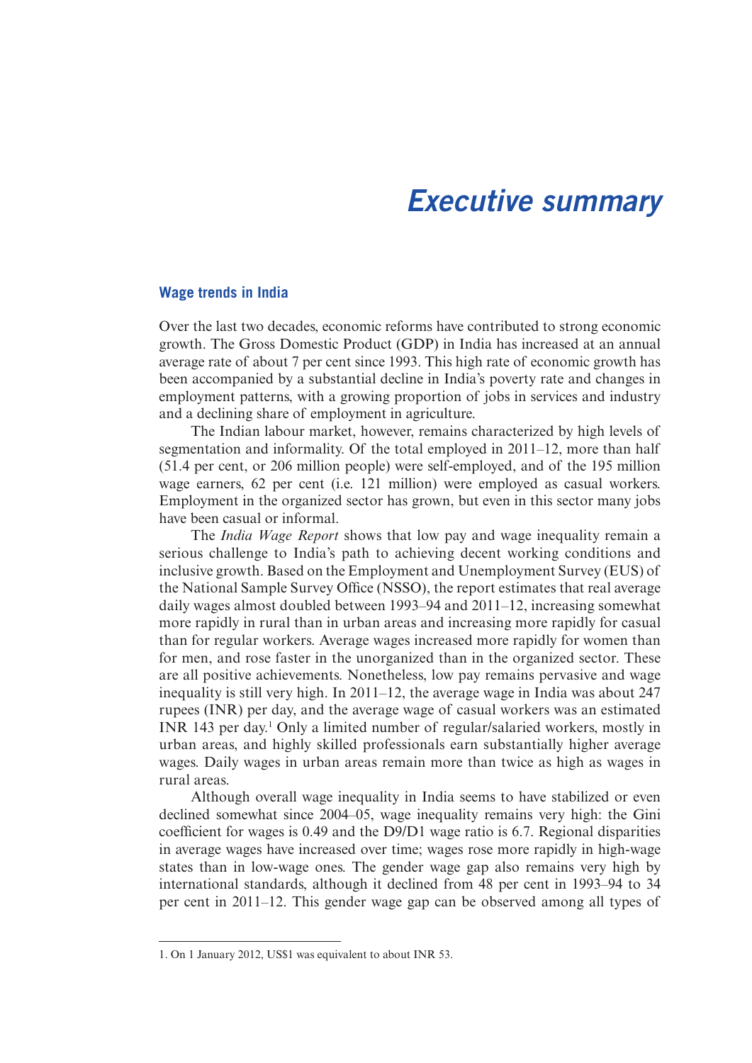# Executive summary

## Wage trends in India

Over the last two decades, economic reforms have contributed to strong economic growth. The Gross Domestic Product (GDP) in India has increased at an annual average rate of about 7 per cent since 1993. This high rate of economic growth has been accompanied by a substantial decline in India's poverty rate and changes in employment patterns, with a growing proportion of jobs in services and industry and a declining share of employment in agriculture.

The Indian labour market, however, remains characterized by high levels of segmentation and informality. Of the total employed in 2011–12, more than half (51.4 per cent, or 206 million people) were self-employed, and of the 195 million wage earners, 62 per cent (i.e. 121 million) were employed as casual workers. Employment in the organized sector has grown, but even in this sector many jobs have been casual or informal.

The *India Wage Report* shows that low pay and wage inequality remain a serious challenge to India's path to achieving decent working conditions and inclusive growth. Based on the Employment and Unemployment Survey (EUS) of the National Sample Survey Office (NSSO), the report estimates that real average daily wages almost doubled between 1993–94 and 2011–12, increasing somewhat more rapidly in rural than in urban areas and increasing more rapidly for casual than for regular workers. Average wages increased more rapidly for women than for men, and rose faster in the unorganized than in the organized sector. These are all positive achievements. Nonetheless, low pay remains pervasive and wage inequality is still very high. In 2011–12, the average wage in India was about 247 rupees (INR) per day, and the average wage of casual workers was an estimated INR 143 per day.[1] Only a limited number of regular/salaried workers, mostly in urban areas, and highly skilled professionals earn substantially higher average wages. Daily wages in urban areas remain more than twice as high as wages in rural areas.

Although overall wage inequality in India seems to have stabilized or even declined somewhat since 2004–05, wage inequality remains very high: the Gini coefficient for wages is 0.49 and the D9/D1 wage ratio is 6.7. Regional disparities in average wages have increased over time; wages rose more rapidly in high-wage states than in low-wage ones. The gender wage gap also remains very high by international standards, although it declined from 48 per cent in 1993–94 to 34 per cent in 2011–12. This gender wage gap can be observed among all types of

---

1. On 1 January 2012, US$1 was equivalent to about INR 53.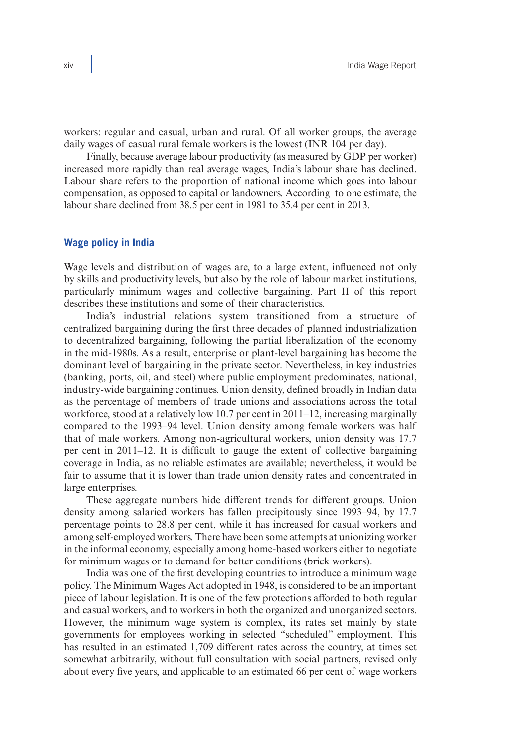workers: regular and casual, urban and rural. Of all worker groups, the average daily wages of casual rural female workers is the lowest (INR 104 per day).

Finally, because average labour productivity (as measured by GDP per worker) increased more rapidly than real average wages, India's labour share has declined. Labour share refers to the proportion of national income which goes into labour compensation, as opposed to capital or landowners. According to one estimate, the labour share declined from 38.5 per cent in 1981 to 35.4 per cent in 2013.

## Wage policy in India

Wage levels and distribution of wages are, to a large extent, influenced not only by skills and productivity levels, but also by the role of labour market institutions, particularly minimum wages and collective bargaining. Part II of this report describes these institutions and some of their characteristics.

India's industrial relations system transitioned from a structure of centralized bargaining during the first three decades of planned industrialization to decentralized bargaining, following the partial liberalization of the economy in the mid-1980s. As a result, enterprise or plant-level bargaining has become the dominant level of bargaining in the private sector. Nevertheless, in key industries (banking, ports, oil, and steel) where public employment predominates, national, industry-wide bargaining continues. Union density, defined broadly in Indian data as the percentage of members of trade unions and associations across the total workforce, stood at a relatively low 10.7 per cent in 2011–12, increasing marginally compared to the 1993–94 level. Union density among female workers was half that of male workers. Among non-agricultural workers, union density was 17.7 per cent in 2011–12. It is difficult to gauge the extent of collective bargaining coverage in India, as no reliable estimates are available; nevertheless, it would be fair to assume that it is lower than trade union density rates and concentrated in large enterprises.

These aggregate numbers hide different trends for different groups. Union density among salaried workers has fallen precipitously since 1993–94, by 17.7 percentage points to 28.8 per cent, while it has increased for casual workers and among self-employed workers. There have been some attempts at unionizing worker in the informal economy, especially among home-based workers either to negotiate for minimum wages or to demand for better conditions (brick workers).

India was one of the first developing countries to introduce a minimum wage policy. The Minimum Wages Act adopted in 1948, is considered to be an important piece of labour legislation. It is one of the few protections afforded to both regular and casual workers, and to workers in both the organized and unorganized sectors. However, the minimum wage system is complex, its rates set mainly by state governments for employees working in selected "scheduled" employment. This has resulted in an estimated 1,709 different rates across the country, at times set somewhat arbitrarily, without full consultation with social partners, revised only about every five years, and applicable to an estimated 66 per cent of wage workers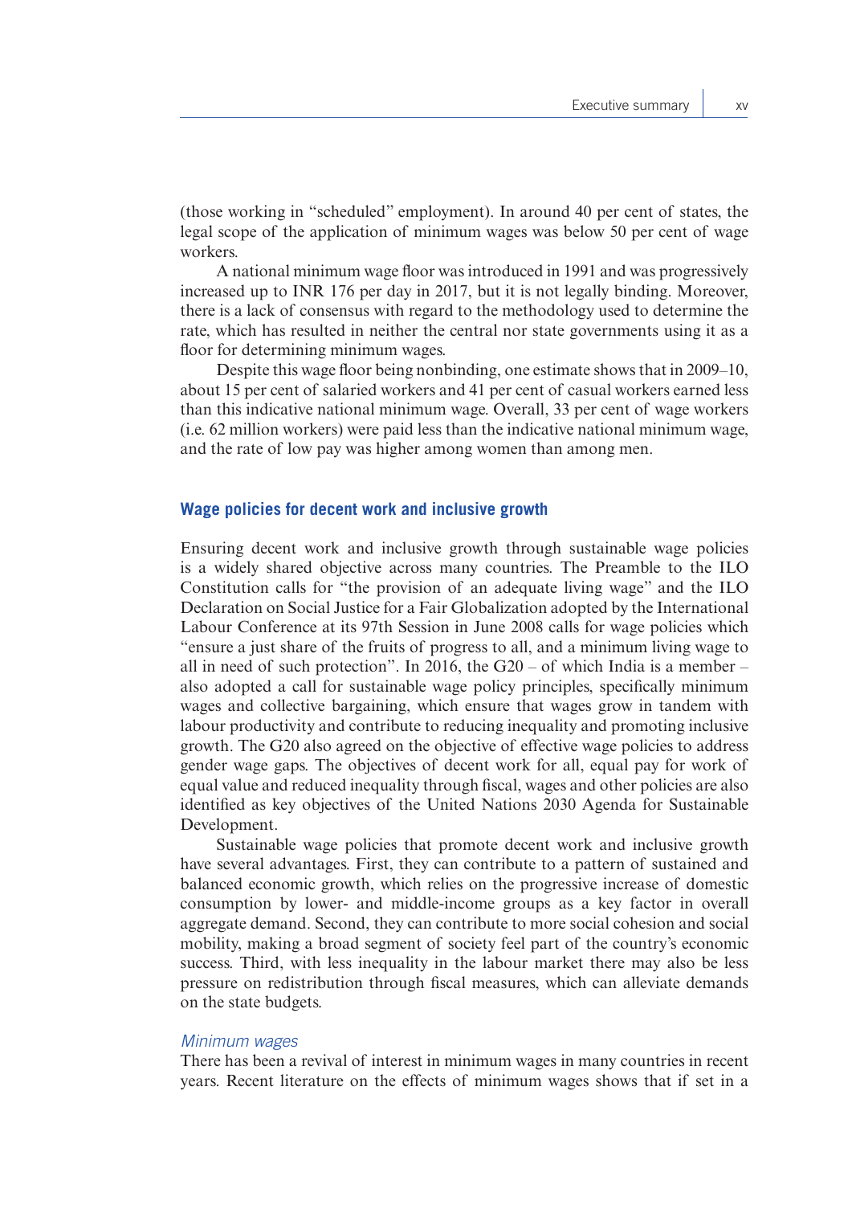(those working in "scheduled" employment). In around 40 per cent of states, the legal scope of the application of minimum wages was below 50 per cent of wage workers.

A national minimum wage floor was introduced in 1991 and was progressively increased up to INR 176 per day in 2017, but it is not legally binding. Moreover, there is a lack of consensus with regard to the methodology used to determine the rate, which has resulted in neither the central nor state governments using it as a floor for determining minimum wages.

Despite this wage floor being nonbinding, one estimate shows that in 2009–10, about 15 per cent of salaried workers and 41 per cent of casual workers earned less than this indicative national minimum wage. Overall, 33 per cent of wage workers (i.e. 62 million workers) were paid less than the indicative national minimum wage, and the rate of low pay was higher among women than among men.

## Wage policies for decent work and inclusive growth

Ensuring decent work and inclusive growth through sustainable wage policies is a widely shared objective across many countries. The Preamble to the ILO Constitution calls for "the provision of an adequate living wage" and the ILO Declaration on Social Justice for a Fair Globalization adopted by the International Labour Conference at its 97th Session in June 2008 calls for wage policies which "ensure a just share of the fruits of progress to all, and a minimum living wage to all in need of such protection". In 2016, the G20 – of which India is a member – also adopted a call for sustainable wage policy principles, specifically minimum wages and collective bargaining, which ensure that wages grow in tandem with labour productivity and contribute to reducing inequality and promoting inclusive growth. The G20 also agreed on the objective of effective wage policies to address gender wage gaps. The objectives of decent work for all, equal pay for work of equal value and reduced inequality through fiscal, wages and other policies are also identified as key objectives of the United Nations 2030 Agenda for Sustainable Development.

Sustainable wage policies that promote decent work and inclusive growth have several advantages. First, they can contribute to a pattern of sustained and balanced economic growth, which relies on the progressive increase of domestic consumption by lower- and middle-income groups as a key factor in overall aggregate demand. Second, they can contribute to more social cohesion and social mobility, making a broad segment of society feel part of the country's economic success. Third, with less inequality in the labour market there may also be less pressure on redistribution through fiscal measures, which can alleviate demands on the state budgets.

### *Minimum wages*

There has been a revival of interest in minimum wages in many countries in recent years. Recent literature on the effects of minimum wages shows that if set in a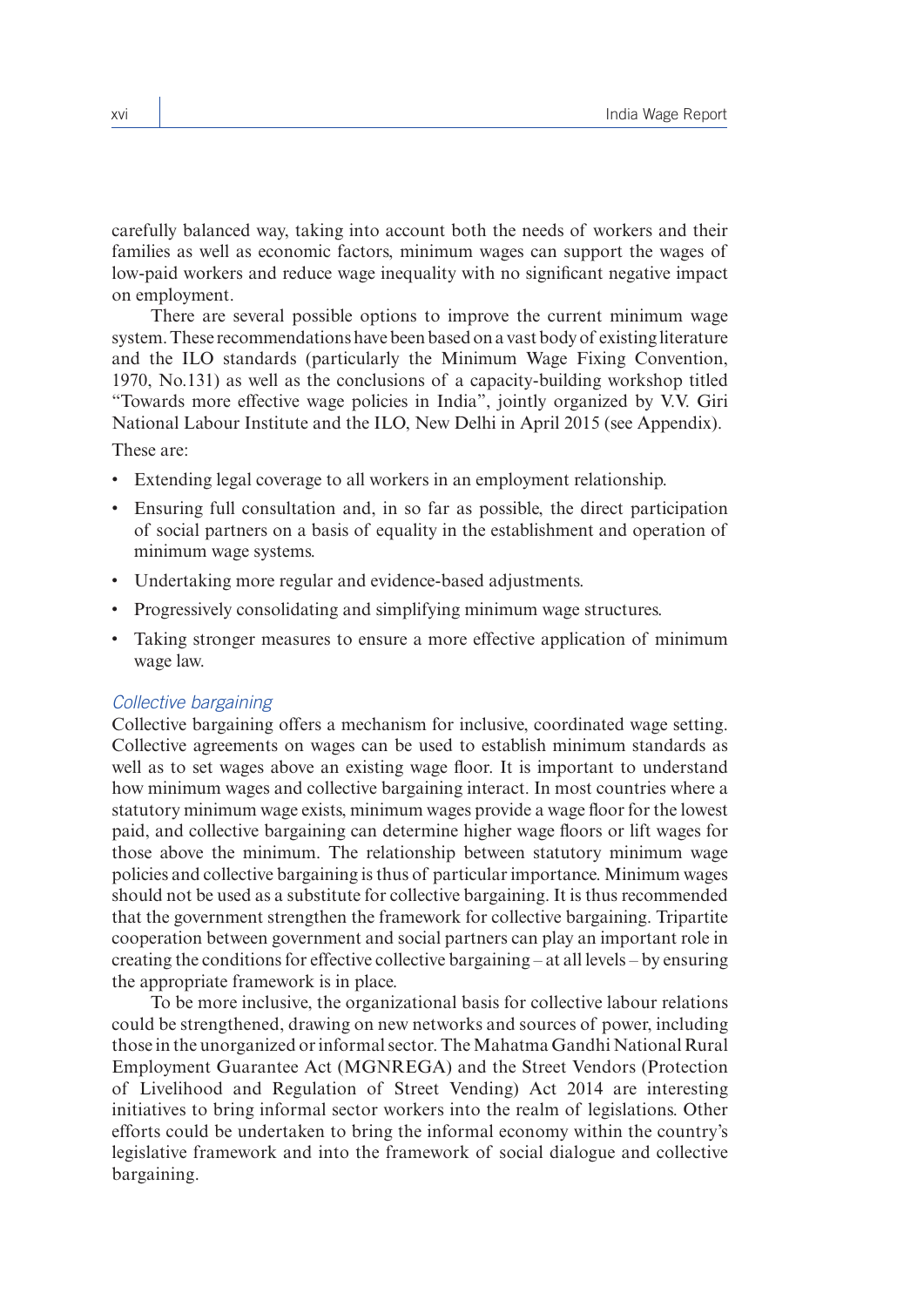carefully balanced way, taking into account both the needs of workers and their families as well as economic factors, minimum wages can support the wages of low-paid workers and reduce wage inequality with no significant negative impact on employment.

There are several possible options to improve the current minimum wage system. These recommendations have been based on a vast body of existing literature and the ILO standards (particularly the Minimum Wage Fixing Convention, 1970, No.131) as well as the conclusions of a capacity-building workshop titled "Towards more effective wage policies in India", jointly organized by V.V. Giri National Labour Institute and the ILO, New Delhi in April 2015 (see Appendix).

These are:

- Extending legal coverage to all workers in an employment relationship.
- Ensuring full consultation and, in so far as possible, the direct participation of social partners on a basis of equality in the establishment and operation of minimum wage systems.
- Undertaking more regular and evidence-based adjustments.
- Progressively consolidating and simplifying minimum wage structures.
- Taking stronger measures to ensure a more effective application of minimum wage law.

*Collective bargaining*

Collective bargaining offers a mechanism for inclusive, coordinated wage setting. Collective agreements on wages can be used to establish minimum standards as well as to set wages above an existing wage floor. It is important to understand how minimum wages and collective bargaining interact. In most countries where a statutory minimum wage exists, minimum wages provide a wage floor for the lowest paid, and collective bargaining can determine higher wage floors or lift wages for those above the minimum. The relationship between statutory minimum wage policies and collective bargaining is thus of particular importance. Minimum wages should not be used as a substitute for collective bargaining. It is thus recommended that the government strengthen the framework for collective bargaining. Tripartite cooperation between government and social partners can play an important role in creating the conditions for effective collective bargaining – at all levels – by ensuring the appropriate framework is in place.

To be more inclusive, the organizational basis for collective labour relations could be strengthened, drawing on new networks and sources of power, including those in the unorganized or informal sector. The Mahatma Gandhi National Rural Employment Guarantee Act (MGNREGA) and the Street Vendors (Protection of Livelihood and Regulation of Street Vending) Act 2014 are interesting initiatives to bring informal sector workers into the realm of legislations. Other efforts could be undertaken to bring the informal economy within the country's legislative framework and into the framework of social dialogue and collective bargaining.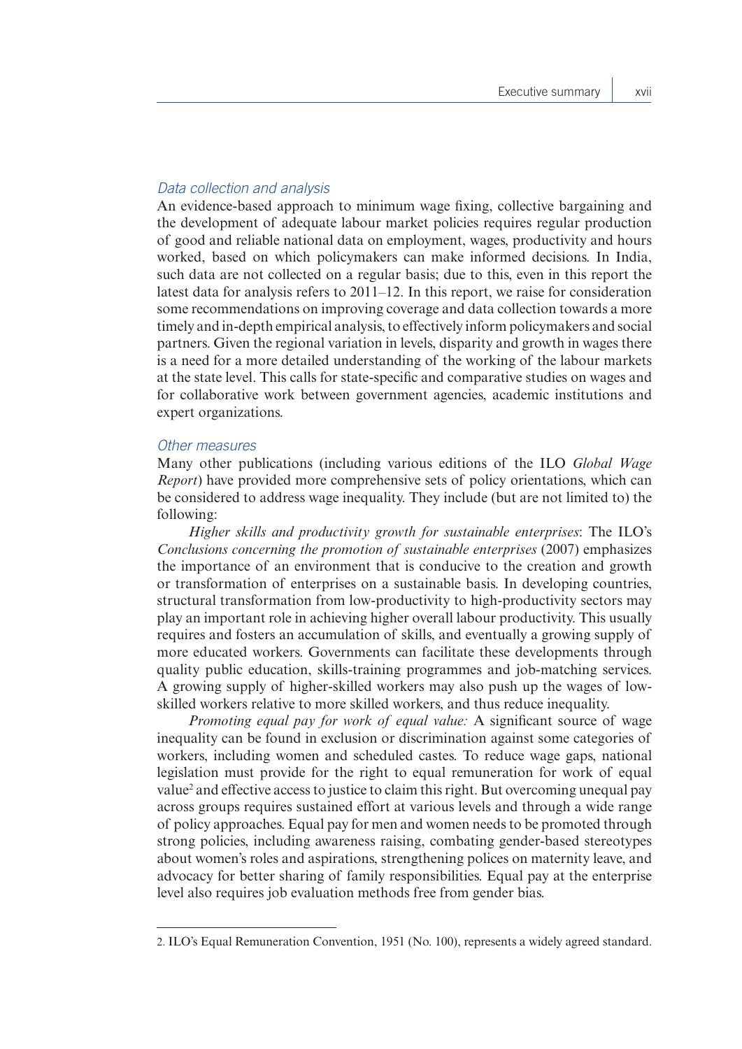### *Data collection and analysis*

An evidence-based approach to minimum wage fixing, collective bargaining and the development of adequate labour market policies requires regular production of good and reliable national data on employment, wages, productivity and hours worked, based on which policymakers can make informed decisions. In India, such data are not collected on a regular basis; due to this, even in this report the latest data for analysis refers to 2011–12. In this report, we raise for consideration some recommendations on improving coverage and data collection towards a more timely and in-depth empirical analysis, to effectively inform policymakers and social partners. Given the regional variation in levels, disparity and growth in wages there is a need for a more detailed understanding of the working of the labour markets at the state level. This calls for state-specific and comparative studies on wages and for collaborative work between government agencies, academic institutions and expert organizations.

### *Other measures*

Many other publications (including various editions of the ILO *Global Wage Report*) have provided more comprehensive sets of policy orientations, which can be considered to address wage inequality. They include (but are not limited to) the following:

*Higher skills and productivity growth for sustainable enterprises*: The ILO's *Conclusions concerning the promotion of sustainable enterprises* (2007) emphasizes the importance of an environment that is conducive to the creation and growth or transformation of enterprises on a sustainable basis. In developing countries, structural transformation from low-productivity to high-productivity sectors may play an important role in achieving higher overall labour productivity. This usually requires and fosters an accumulation of skills, and eventually a growing supply of more educated workers. Governments can facilitate these developments through quality public education, skills-training programmes and job-matching services. A growing supply of higher-skilled workers may also push up the wages of low-skilled workers relative to more skilled workers, and thus reduce inequality.

*Promoting equal pay for work of equal value:* A significant source of wage inequality can be found in exclusion or discrimination against some categories of workers, including women and scheduled castes. To reduce wage gaps, national legislation must provide for the right to equal remuneration for work of equal value[2] and effective access to justice to claim this right. But overcoming unequal pay across groups requires sustained effort at various levels and through a wide range of policy approaches. Equal pay for men and women needs to be promoted through strong policies, including awareness raising, combating gender-based stereotypes about women's roles and aspirations, strengthening polices on maternity leave, and advocacy for better sharing of family responsibilities. Equal pay at the enterprise level also requires job evaluation methods free from gender bias.

---

2. ILO's Equal Remuneration Convention, 1951 (No. 100), represents a widely agreed standard.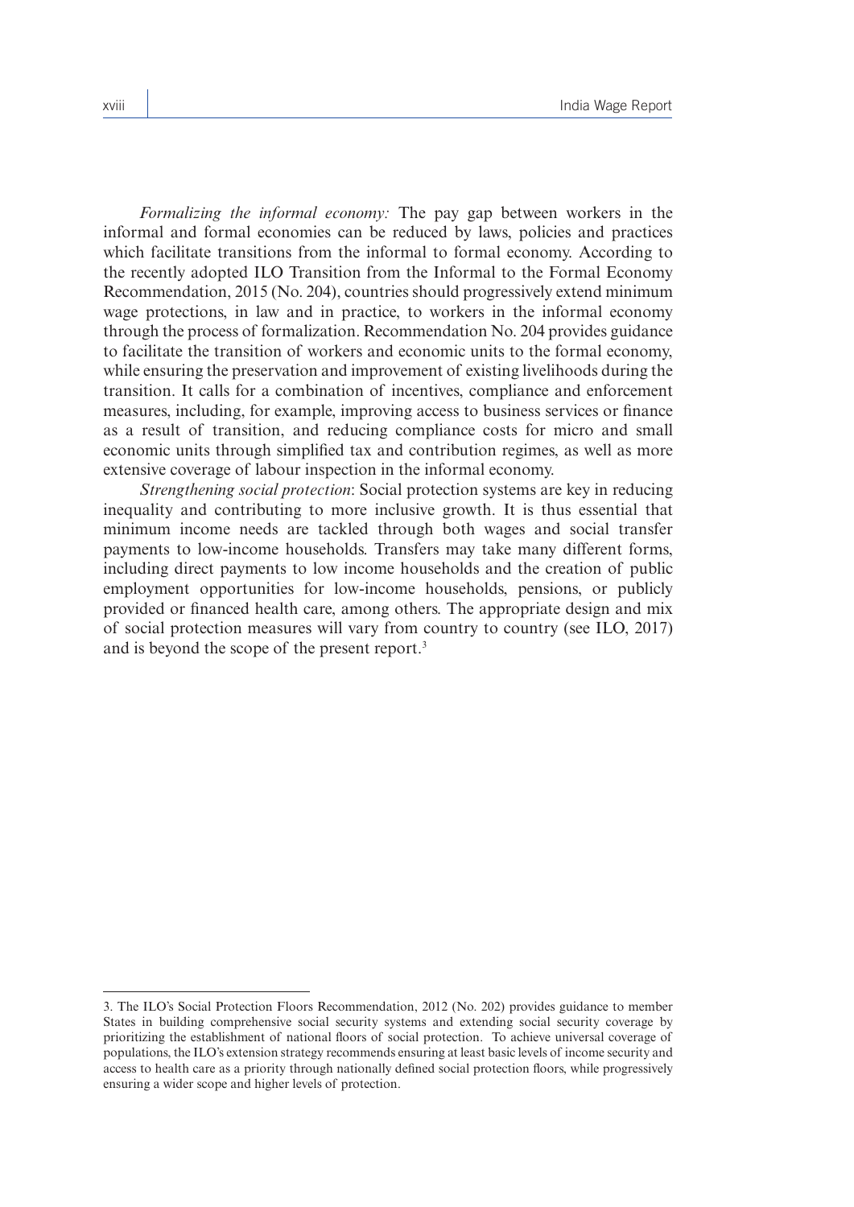*Formalizing the informal economy:* The pay gap between workers in the informal and formal economies can be reduced by laws, policies and practices which facilitate transitions from the informal to formal economy. According to the recently adopted ILO Transition from the Informal to the Formal Economy Recommendation, 2015 (No. 204), countries should progressively extend minimum wage protections, in law and in practice, to workers in the informal economy through the process of formalization. Recommendation No. 204 provides guidance to facilitate the transition of workers and economic units to the formal economy, while ensuring the preservation and improvement of existing livelihoods during the transition. It calls for a combination of incentives, compliance and enforcement measures, including, for example, improving access to business services or finance as a result of transition, and reducing compliance costs for micro and small economic units through simplified tax and contribution regimes, as well as more extensive coverage of labour inspection in the informal economy.

*Strengthening social protection*: Social protection systems are key in reducing inequality and contributing to more inclusive growth. It is thus essential that minimum income needs are tackled through both wages and social transfer payments to low-income households. Transfers may take many different forms, including direct payments to low income households and the creation of public employment opportunities for low-income households, pensions, or publicly provided or financed health care, among others. The appropriate design and mix of social protection measures will vary from country to country (see ILO, 2017) and is beyond the scope of the present report.[3]

---

3. The ILO's Social Protection Floors Recommendation, 2012 (No. 202) provides guidance to member States in building comprehensive social security systems and extending social security coverage by prioritizing the establishment of national floors of social protection. To achieve universal coverage of populations, the ILO's extension strategy recommends ensuring at least basic levels of income security and access to health care as a priority through nationally defined social protection floors, while progressively ensuring a wider scope and higher levels of protection.